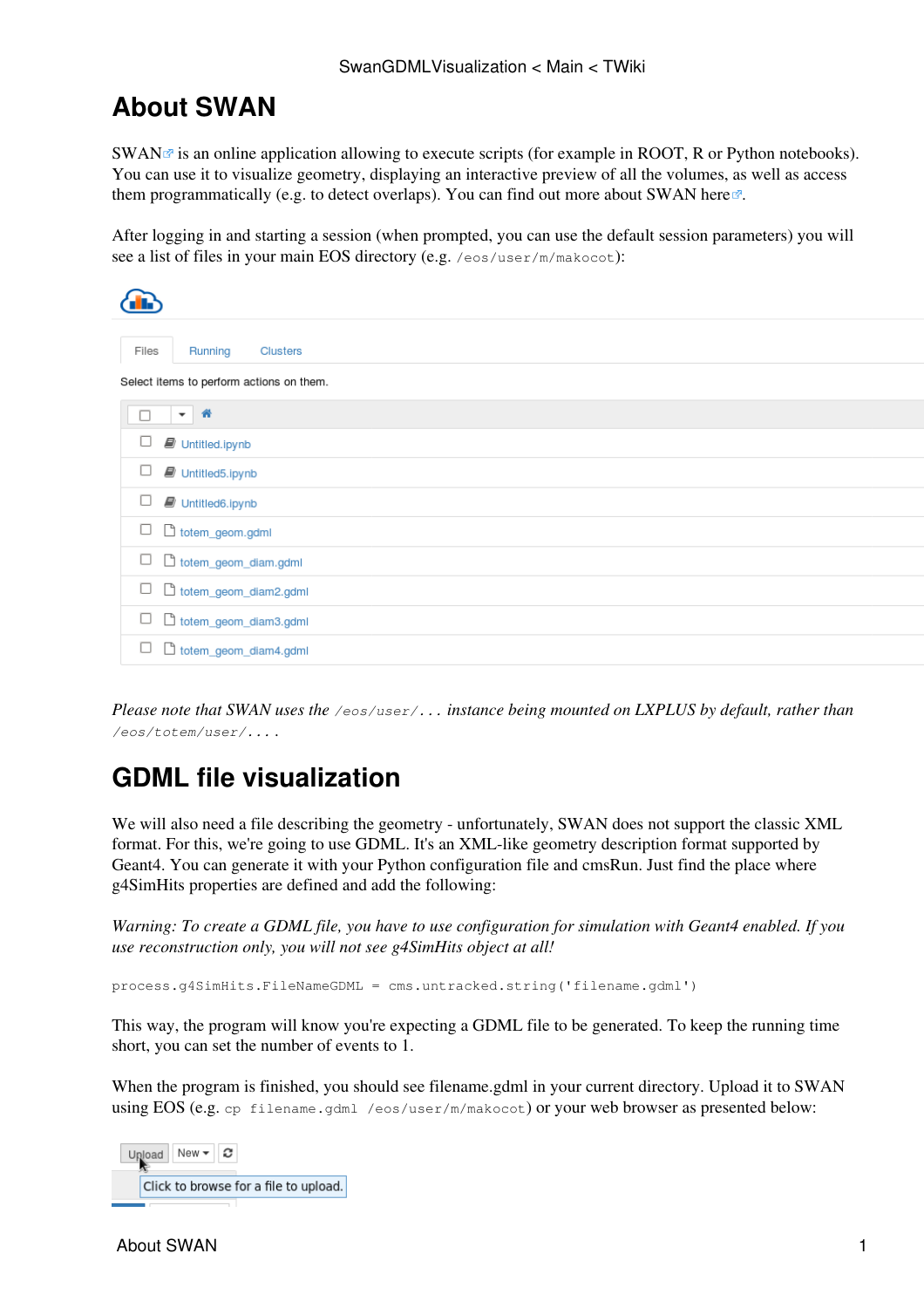# About SWAN

SWAN is an online application allowing to execute scripts (for example in ROOT, R or Python notebooks). You can use it to visualize geometry, displaying an interactive preview of all the volumes, as well as access them programmatically (e.g. to detect overlaps). You can find out more about SWAN here.

After logging in and starting a session (when prompted, you can use the default session parameters) you will see a list of files in your main EOS directory (e.g. `/eos/user/m/makokot`):

Files | Running | Clusters

Select items to perform actions on them.

- Untitled.ipynb
- Untitled5.ipynb
- Untitled6.ipynb
- totem_geom.gdml
- totem_geom_diam.gdml
- totem_geom_diam2.gdml
- totem_geom_diam3.gdml
- totem_geom_diam4.gdml

*Please note that SWAN uses the `/eos/user/...` instance being mounted on LXPLUS by default, rather than `/eos/totem/user/...`.*

# GDML file visualization

We will also need a file describing the geometry - unfortunately, SWAN does not support the classic XML format. For this, we're going to use GDML. It's an XML-like geometry description format supported by Geant4. You can generate it with your Python configuration file and cmsRun. Just find the place where g4SimHits properties are defined and add the following:

*Warning: To create a GDML file, you have to use configuration for simulation with Geant4 enabled. If you use reconstruction only, you will not see g4SimHits object at all!*

```
process.g4SimHits.FileNameGDML = cms.untracked.string('filename.gdml')
```

This way, the program will know you're expecting a GDML file to be generated. To keep the running time short, you can set the number of events to 1.

When the program is finished, you should see filename.gdml in your current directory. Upload it to SWAN using EOS (e.g. `cp filename.gdml /eos/user/m/makokot`) or your web browser as presented below:

Upload | New | ⟳

Click to browse for a file to upload.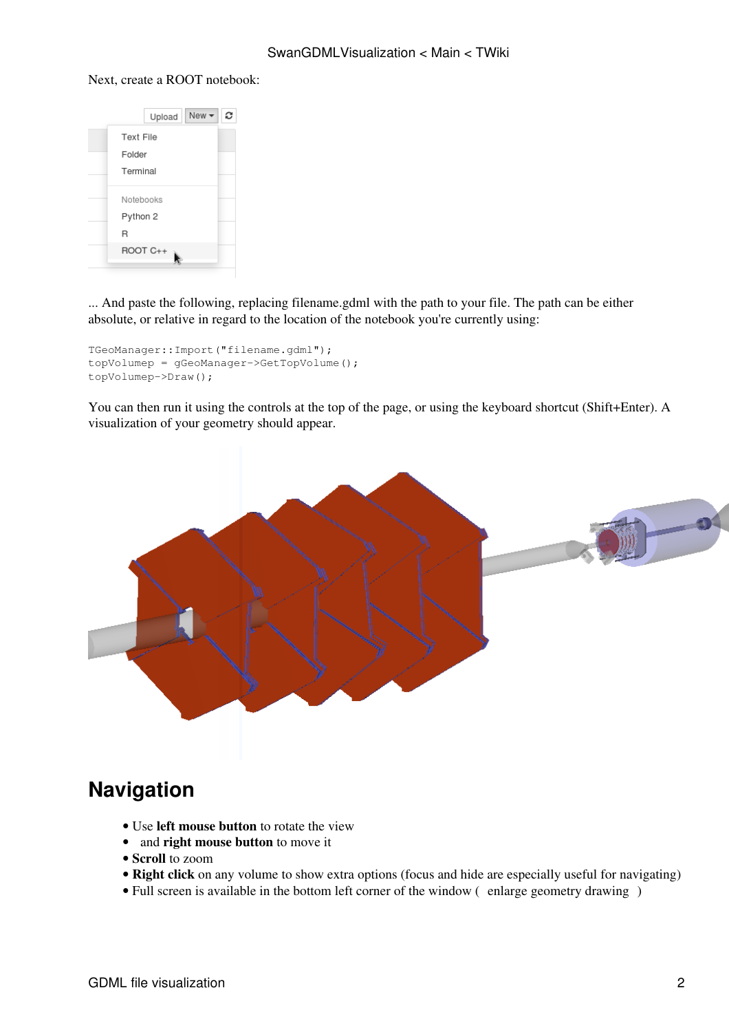Next, create a ROOT notebook:

... And paste the following, replacing filename.gdml with the path to your file. The path can be either absolute, or relative in regard to the location of the notebook you're currently using:

```
TGeoManager::Import("filename.gdml");
topVolumep = gGeoManager->GetTopVolume();
topVolumep->Draw();
```

You can then run it using the controls at the top of the page, or using the keyboard shortcut (Shift+Enter). A visualization of your geometry should appear.

## Navigation

- Use **left mouse button** to rotate the view
- and **right mouse button** to move it
- **Scroll** to zoom
- **Right click** on any volume to show extra options (focus and hide are especially useful for navigating)
- Full screen is available in the bottom left corner of the window ( enlarge geometry drawing )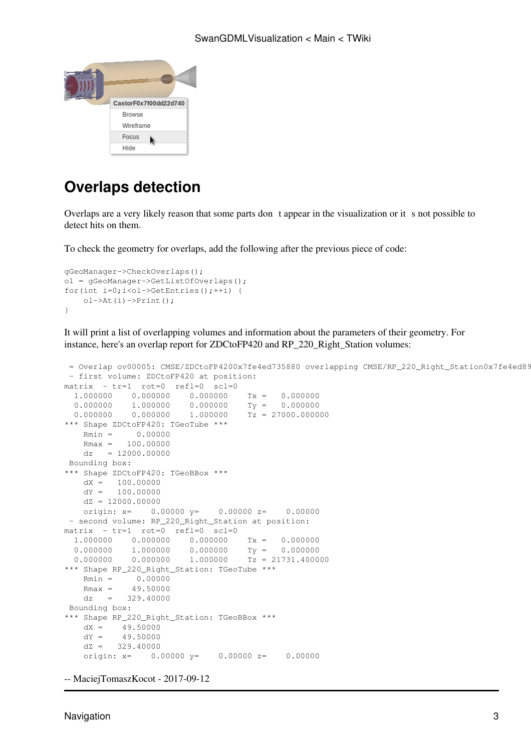## Overlaps detection

Overlaps are a very likely reason that some parts don t appear in the visualization or it s not possible to detect hits on them.

To check the geometry for overlaps, add the following after the previous piece of code:

```
gGeoManager->CheckOverlaps();
ol = gGeoManager->GetListOfOverlaps();
for(int i=0;i<ol->GetEntries();++i) {
    ol->At(i)->Print();
}
```

It will print a list of overlapping volumes and information about the parameters of their geometry. For instance, here's an overlap report for ZDCtoFP420 and RP_220_Right_Station volumes:

```
 = Overlap ov00005: CMSE/ZDCtoFP4200x7fe4ed735880 overlapping CMSE/RP_220_Right_Station0x7fe4ed89
 - first volume: ZDCtoFP420 at position:
matrix  - tr=1  rot=0  refl=0  scl=0
  1.000000    0.000000    0.000000    Tx =    0.000000
  0.000000    1.000000    0.000000    Ty =    0.000000
  0.000000    0.000000    1.000000    Tz = 27000.000000
*** Shape ZDCtoFP420: TGeoTube ***
    Rmin =     0.00000
    Rmax =   100.00000
    dz   = 12000.00000
 Bounding box:
*** Shape ZDCtoFP420: TGeoBBox ***
    dX =   100.00000
    dY =   100.00000
    dZ = 12000.00000
    origin: x=    0.00000 y=    0.00000 z=    0.00000
 - second volume: RP_220_Right_Station at position:
matrix  - tr=1  rot=0  refl=0  scl=0
  1.000000    0.000000    0.000000    Tx =    0.000000
  0.000000    1.000000    0.000000    Ty =    0.000000
  0.000000    0.000000    1.000000    Tz = 21731.400000
*** Shape RP_220_Right_Station: TGeoTube ***
    Rmin =     0.00000
    Rmax =    49.50000
    dz   =   329.40000
 Bounding box:
*** Shape RP_220_Right_Station: TGeoBBox ***
    dX =    49.50000
    dY =    49.50000
    dZ =   329.40000
    origin: x=    0.00000 y=    0.00000 z=    0.00000
```

-- MaciejTomaszKocot - 2017-09-12

Navigation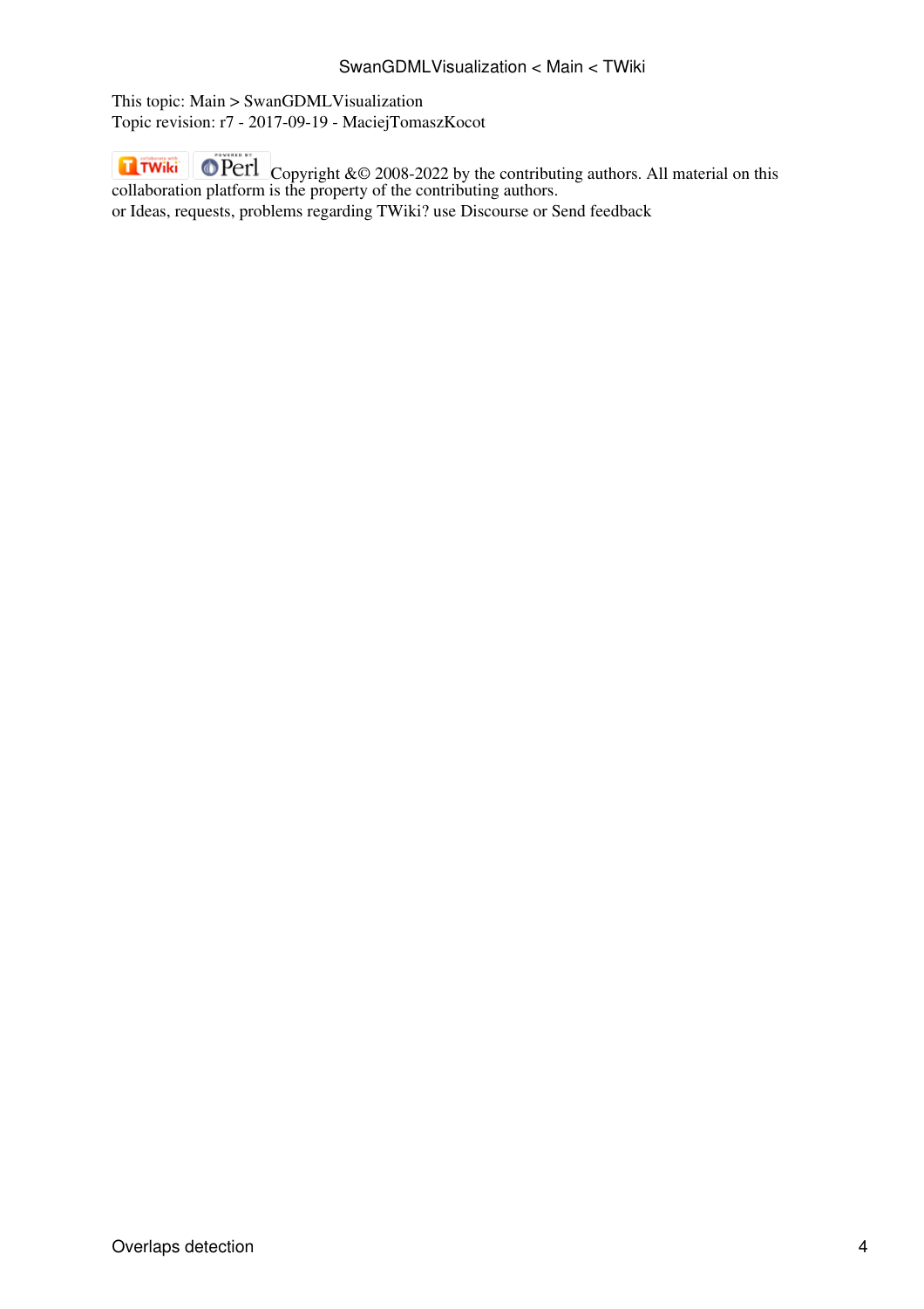This topic: Main > SwanGDMLVisualization
Topic revision: r7 - 2017-09-19 - MaciejTomaszKocot

Copyright &© 2008-2022 by the contributing authors. All material on this collaboration platform is the property of the contributing authors.
or Ideas, requests, problems regarding TWiki? use Discourse or Send feedback